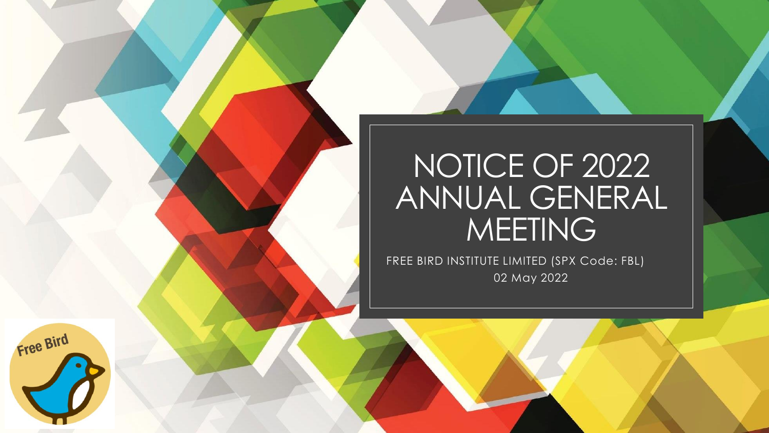# NOTICE OF 2022 ANNUAL GENERAL MEETING

FREE BIRD INSTITUTE LIMITED (SPX Code: FBL)

02 May 2022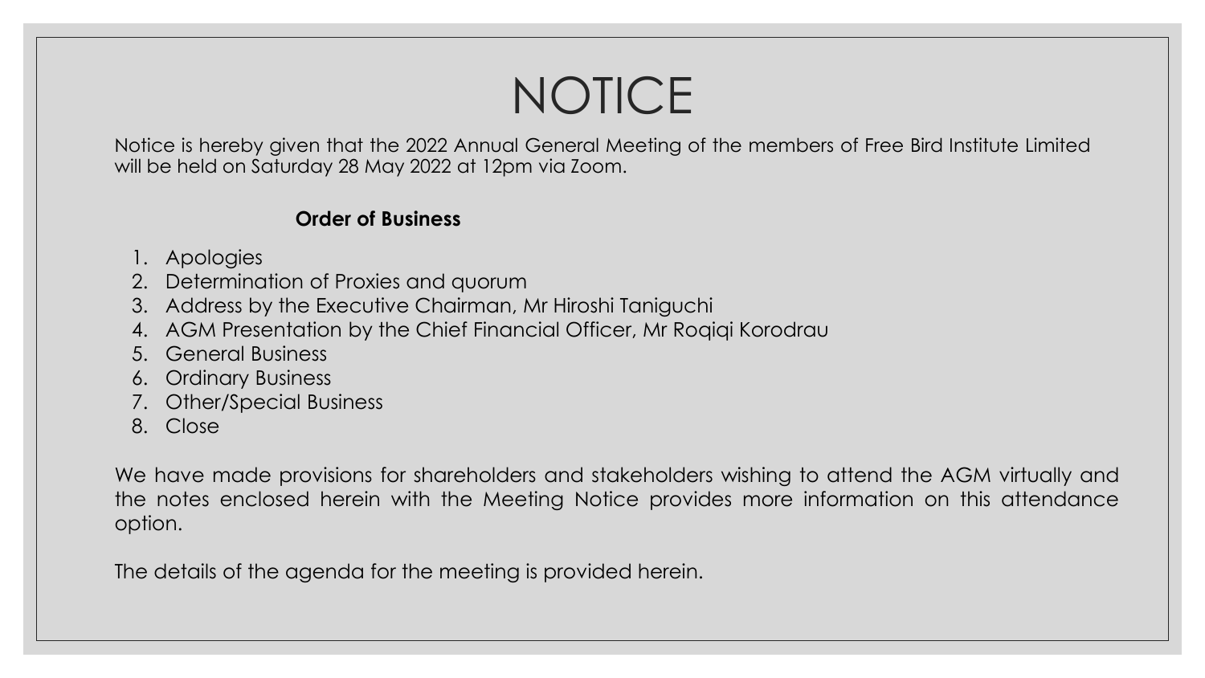# NOTICE

Notice is hereby given that the 2022 Annual General Meeting of the members of Free Bird Institute Limited will be held on Saturday 28 May 2022 at 12pm via Zoom.

**Order of Business**

1. Apologies
2. Determination of Proxies and quorum
3. Address by the Executive Chairman, Mr Hiroshi Taniguchi
4. AGM Presentation by the Chief Financial Officer, Mr Roqiqi Korodrau
5. General Business
6. Ordinary Business
7. Other/Special Business
8. Close

We have made provisions for shareholders and stakeholders wishing to attend the AGM virtually and the notes enclosed herein with the Meeting Notice provides more information on this attendance option.

The details of the agenda for the meeting is provided herein.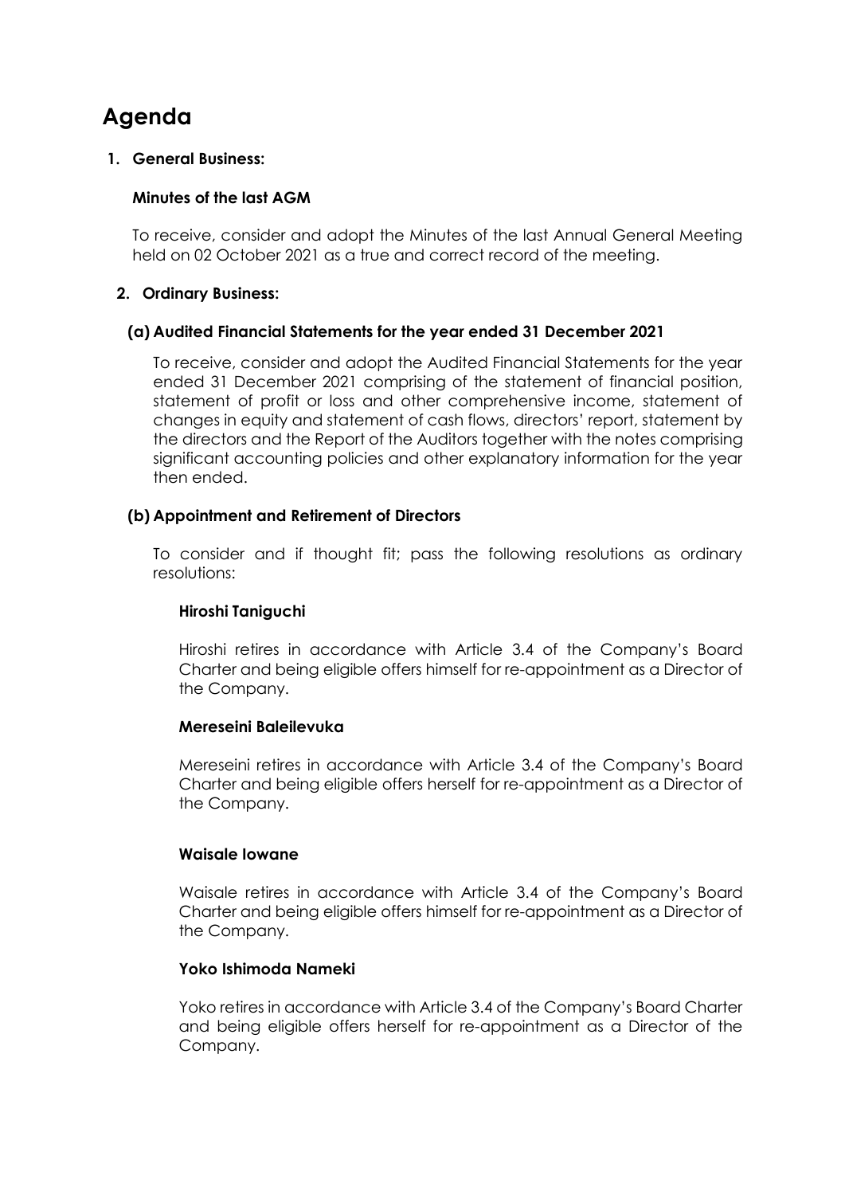# Agenda

## 1. General Business:

### Minutes of the last AGM

To receive, consider and adopt the Minutes of the last Annual General Meeting held on 02 October 2021 as a true and correct record of the meeting.

## 2. Ordinary Business:

### (a) Audited Financial Statements for the year ended 31 December 2021

To receive, consider and adopt the Audited Financial Statements for the year ended 31 December 2021 comprising of the statement of financial position, statement of profit or loss and other comprehensive income, statement of changes in equity and statement of cash flows, directors' report, statement by the directors and the Report of the Auditors together with the notes comprising significant accounting policies and other explanatory information for the year then ended.

### (b) Appointment and Retirement of Directors

To consider and if thought fit; pass the following resolutions as ordinary resolutions:

**Hiroshi Taniguchi**

Hiroshi retires in accordance with Article 3.4 of the Company's Board Charter and being eligible offers himself for re-appointment as a Director of the Company.

**Mereseini Baleilevuka**

Mereseini retires in accordance with Article 3.4 of the Company's Board Charter and being eligible offers herself for re-appointment as a Director of the Company.

**Waisale Iowane**

Waisale retires in accordance with Article 3.4 of the Company's Board Charter and being eligible offers himself for re-appointment as a Director of the Company.

**Yoko Ishimoda Nameki**

Yoko retires in accordance with Article 3.4 of the Company's Board Charter and being eligible offers herself for re-appointment as a Director of the Company.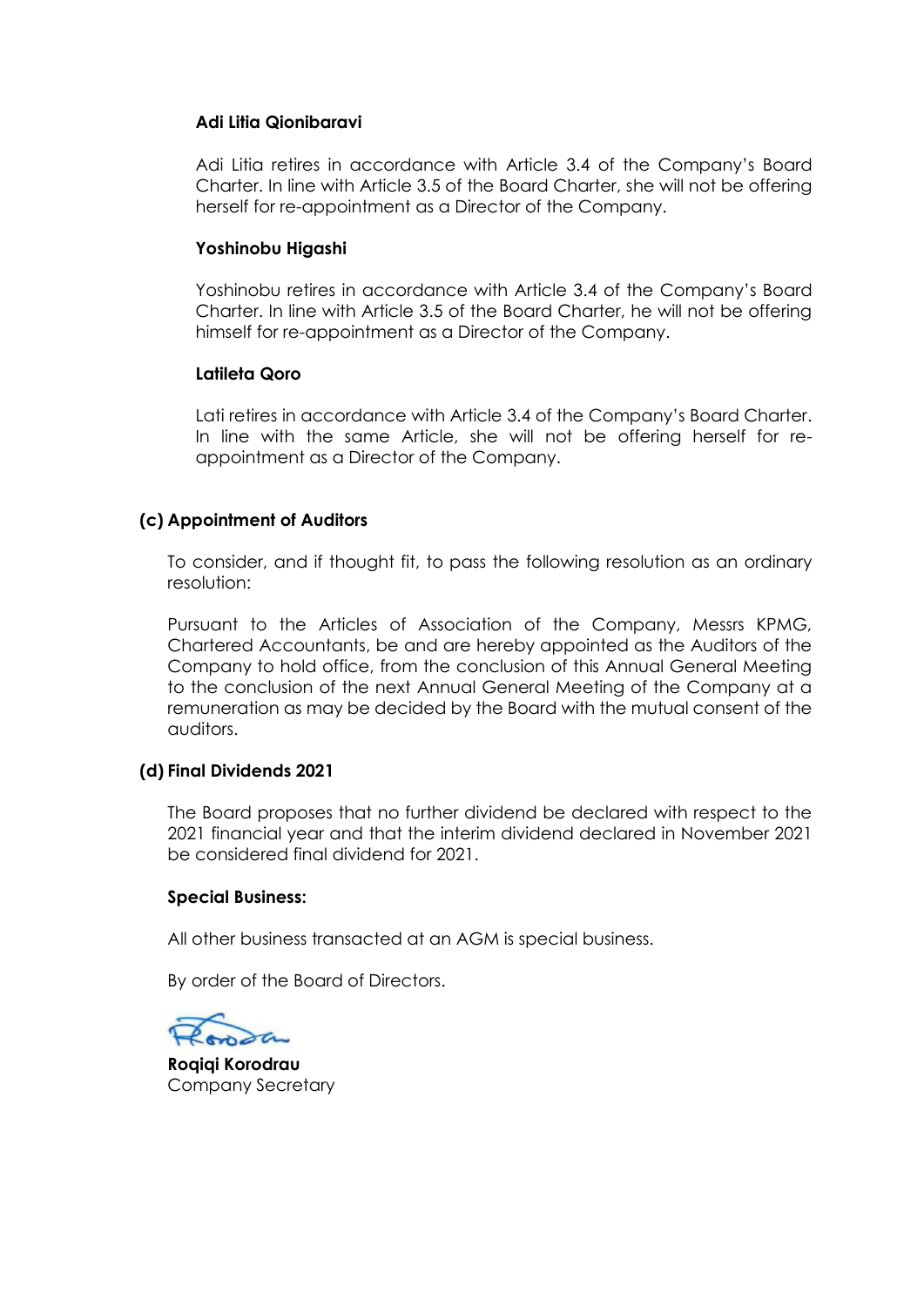**Adi Litia Qionibaravi**

Adi Litia retires in accordance with Article 3.4 of the Company's Board Charter. In line with Article 3.5 of the Board Charter, she will not be offering herself for re-appointment as a Director of the Company.

**Yoshinobu Higashi**

Yoshinobu retires in accordance with Article 3.4 of the Company's Board Charter. In line with Article 3.5 of the Board Charter, he will not be offering himself for re-appointment as a Director of the Company.

**Latileta Qoro**

Lati retires in accordance with Article 3.4 of the Company's Board Charter. In line with the same Article, she will not be offering herself for re-appointment as a Director of the Company.

**(c) Appointment of Auditors**

To consider, and if thought fit, to pass the following resolution as an ordinary resolution:

Pursuant to the Articles of Association of the Company, Messrs KPMG, Chartered Accountants, be and are hereby appointed as the Auditors of the Company to hold office, from the conclusion of this Annual General Meeting to the conclusion of the next Annual General Meeting of the Company at a remuneration as may be decided by the Board with the mutual consent of the auditors.

**(d) Final Dividends 2021**

The Board proposes that no further dividend be declared with respect to the 2021 financial year and that the interim dividend declared in November 2021 be considered final dividend for 2021.

**Special Business:**

All other business transacted at an AGM is special business.

By order of the Board of Directors.

**Roqiqi Korodrau**
Company Secretary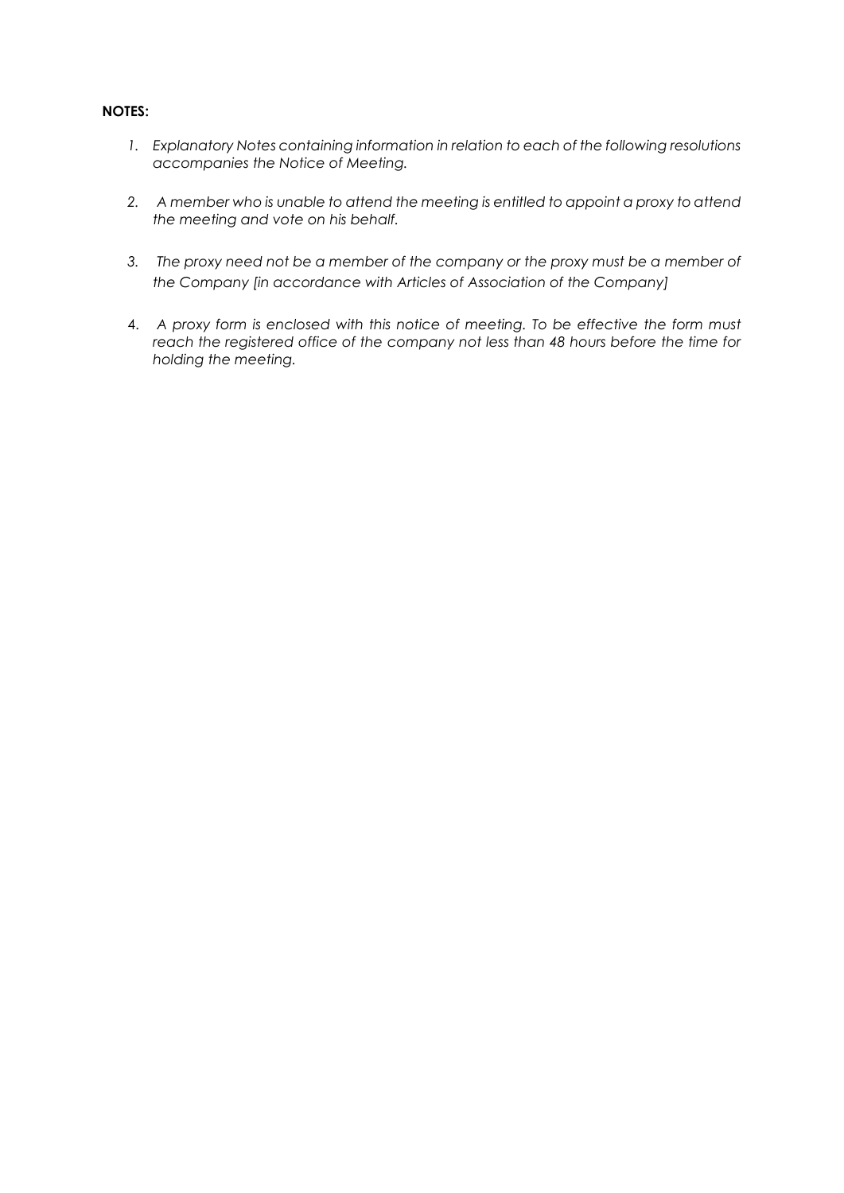**NOTES:**

1. *Explanatory Notes containing information in relation to each of the following resolutions accompanies the Notice of Meeting.*

2. *A member who is unable to attend the meeting is entitled to appoint a proxy to attend the meeting and vote on his behalf.*

3. *The proxy need not be a member of the company or the proxy must be a member of the Company [in accordance with Articles of Association of the Company]*

4. *A proxy form is enclosed with this notice of meeting. To be effective the form must reach the registered office of the company not less than 48 hours before the time for holding the meeting.*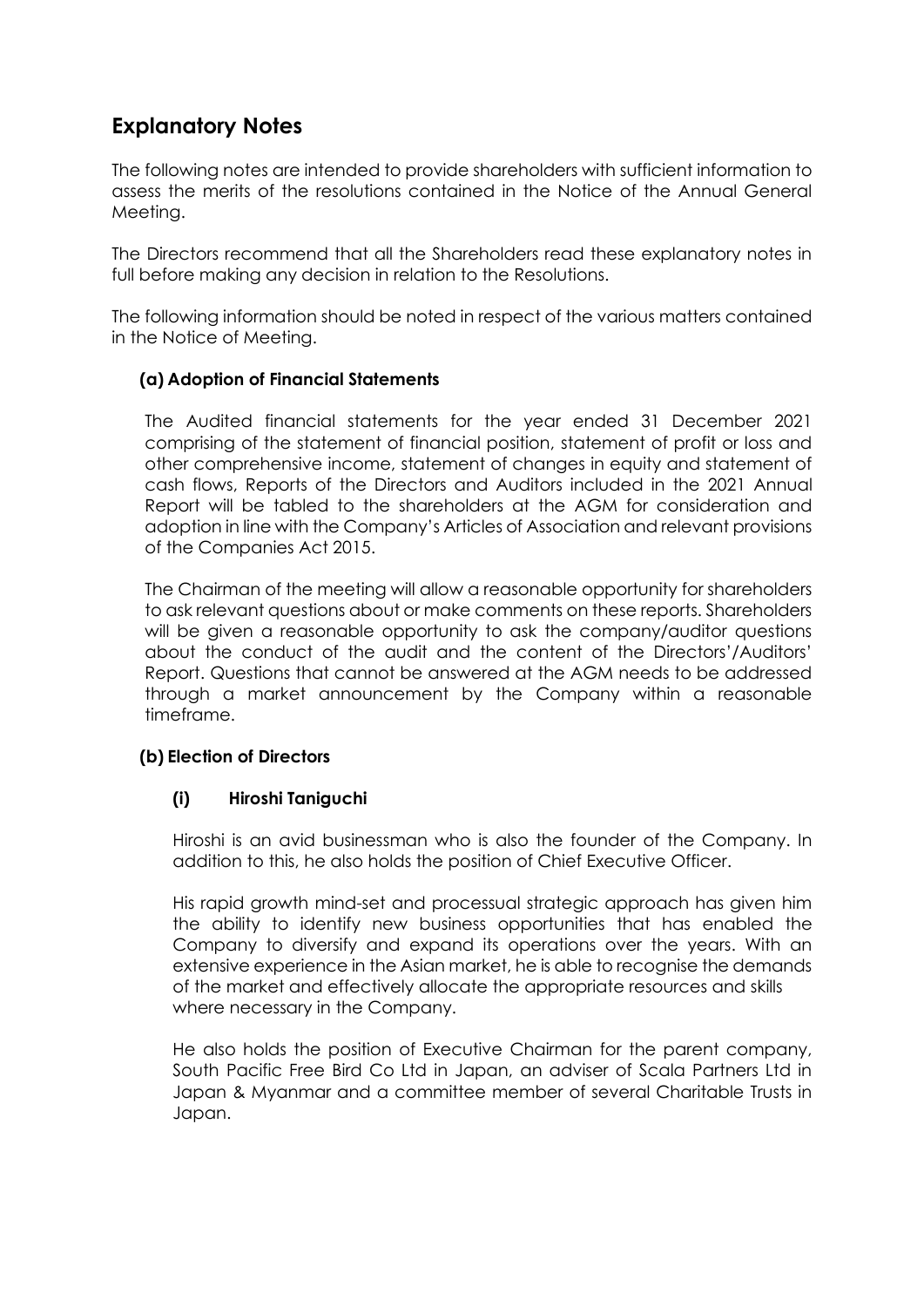## Explanatory Notes

The following notes are intended to provide shareholders with sufficient information to assess the merits of the resolutions contained in the Notice of the Annual General Meeting.

The Directors recommend that all the Shareholders read these explanatory notes in full before making any decision in relation to the Resolutions.

The following information should be noted in respect of the various matters contained in the Notice of Meeting.

### (a) Adoption of Financial Statements

The Audited financial statements for the year ended 31 December 2021 comprising of the statement of financial position, statement of profit or loss and other comprehensive income, statement of changes in equity and statement of cash flows, Reports of the Directors and Auditors included in the 2021 Annual Report will be tabled to the shareholders at the AGM for consideration and adoption in line with the Company's Articles of Association and relevant provisions of the Companies Act 2015.

The Chairman of the meeting will allow a reasonable opportunity for shareholders to ask relevant questions about or make comments on these reports. Shareholders will be given a reasonable opportunity to ask the company/auditor questions about the conduct of the audit and the content of the Directors'/Auditors' Report. Questions that cannot be answered at the AGM needs to be addressed through a market announcement by the Company within a reasonable timeframe.

### (b) Election of Directors

#### (i) Hiroshi Taniguchi

Hiroshi is an avid businessman who is also the founder of the Company. In addition to this, he also holds the position of Chief Executive Officer.

His rapid growth mind-set and processual strategic approach has given him the ability to identify new business opportunities that has enabled the Company to diversify and expand its operations over the years. With an extensive experience in the Asian market, he is able to recognise the demands of the market and effectively allocate the appropriate resources and skills where necessary in the Company.

He also holds the position of Executive Chairman for the parent company, South Pacific Free Bird Co Ltd in Japan, an adviser of Scala Partners Ltd in Japan & Myanmar and a committee member of several Charitable Trusts in Japan.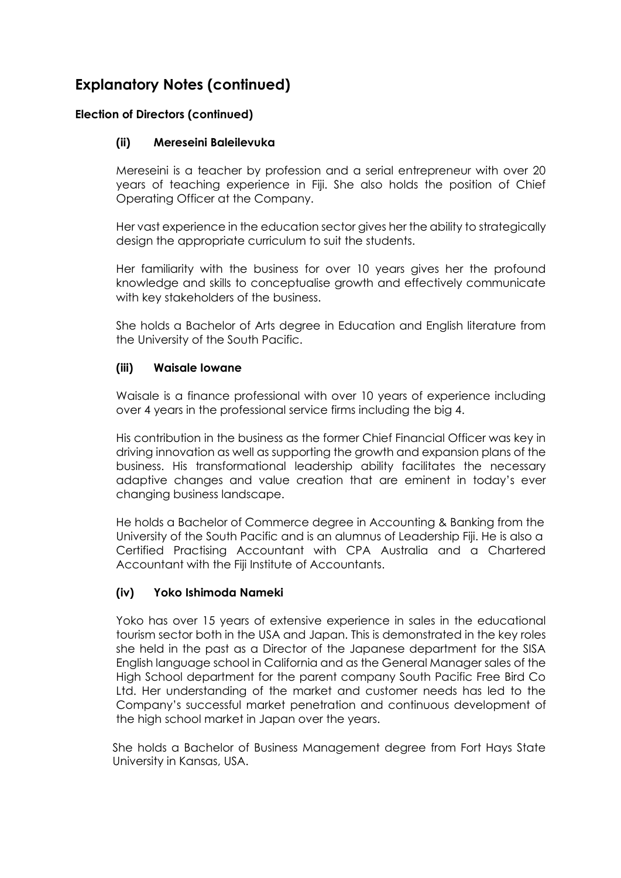# Explanatory Notes (continued)

### Election of Directors (continued)

#### (ii) Mereseini Baleilevuka

Mereseini is a teacher by profession and a serial entrepreneur with over 20 years of teaching experience in Fiji. She also holds the position of Chief Operating Officer at the Company.

Her vast experience in the education sector gives her the ability to strategically design the appropriate curriculum to suit the students.

Her familiarity with the business for over 10 years gives her the profound knowledge and skills to conceptualise growth and effectively communicate with key stakeholders of the business.

She holds a Bachelor of Arts degree in Education and English literature from the University of the South Pacific.

#### (iii) Waisale Iowane

Waisale is a finance professional with over 10 years of experience including over 4 years in the professional service firms including the big 4.

His contribution in the business as the former Chief Financial Officer was key in driving innovation as well as supporting the growth and expansion plans of the business. His transformational leadership ability facilitates the necessary adaptive changes and value creation that are eminent in today's ever changing business landscape.

He holds a Bachelor of Commerce degree in Accounting & Banking from the University of the South Pacific and is an alumnus of Leadership Fiji. He is also a Certified Practising Accountant with CPA Australia and a Chartered Accountant with the Fiji Institute of Accountants.

#### (iv) Yoko Ishimoda Nameki

Yoko has over 15 years of extensive experience in sales in the educational tourism sector both in the USA and Japan. This is demonstrated in the key roles she held in the past as a Director of the Japanese department for the SISA English language school in California and as the General Manager sales of the High School department for the parent company South Pacific Free Bird Co Ltd. Her understanding of the market and customer needs has led to the Company's successful market penetration and continuous development of the high school market in Japan over the years.

She holds a Bachelor of Business Management degree from Fort Hays State University in Kansas, USA.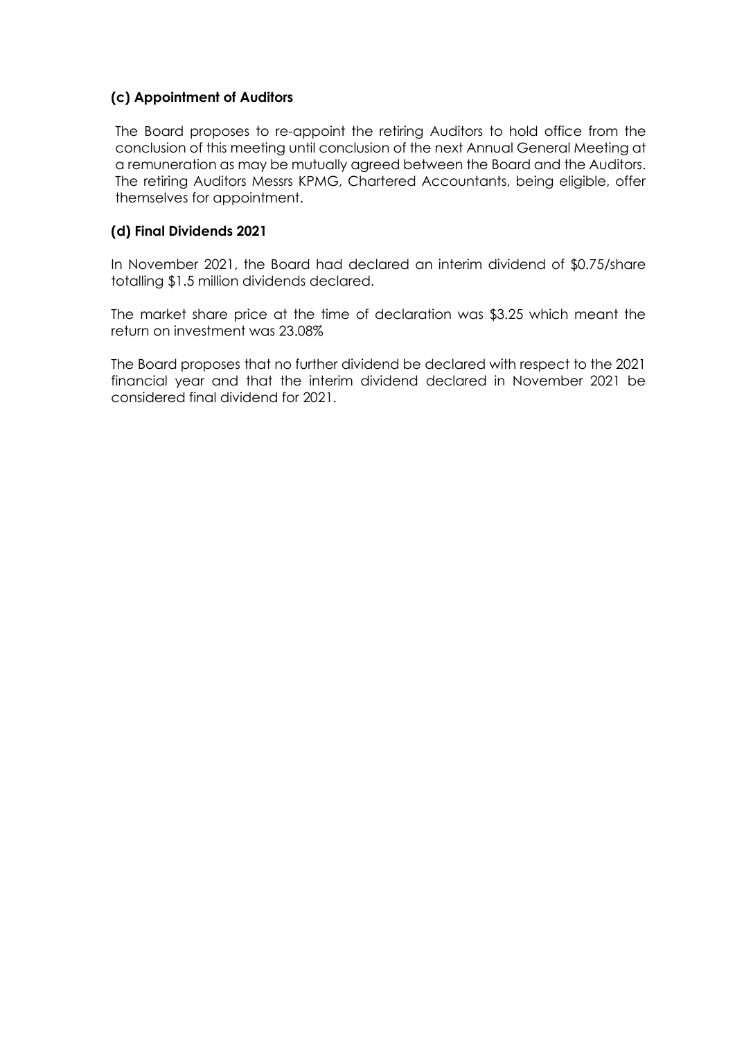### (c) Appointment of Auditors

The Board proposes to re-appoint the retiring Auditors to hold office from the conclusion of this meeting until conclusion of the next Annual General Meeting at a remuneration as may be mutually agreed between the Board and the Auditors. The retiring Auditors Messrs KPMG, Chartered Accountants, being eligible, offer themselves for appointment.

### (d) Final Dividends 2021

In November 2021, the Board had declared an interim dividend of $0.75/share totalling $1.5 million dividends declared.

The market share price at the time of declaration was $3.25 which meant the return on investment was 23.08%

The Board proposes that no further dividend be declared with respect to the 2021 financial year and that the interim dividend declared in November 2021 be considered final dividend for 2021.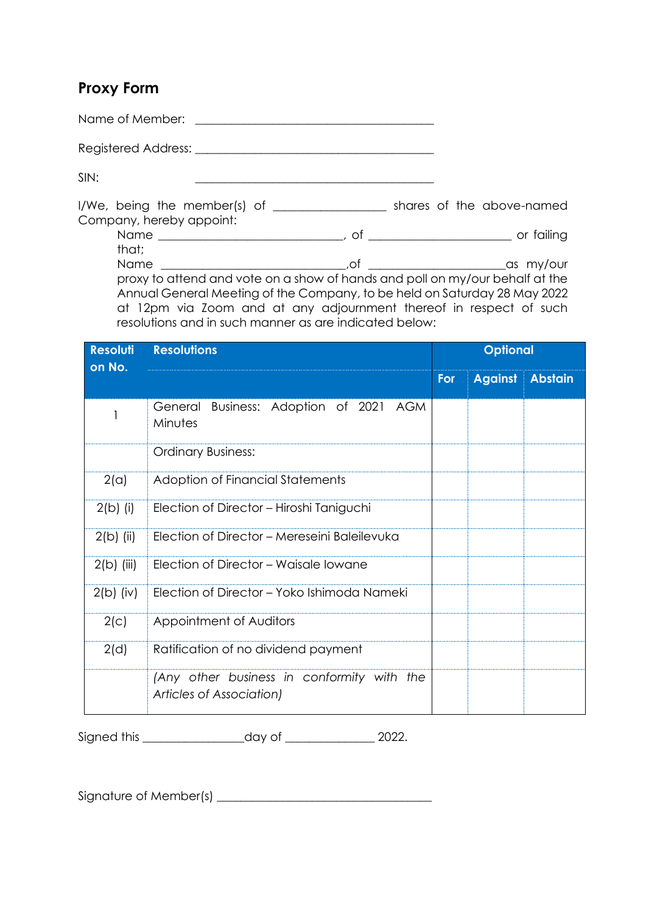## Proxy Form

Name of Member: ________________________________________

Registered Address: ________________________________________

SIN: ________________________________________

I/We, being the member(s) of ________________ shares of the above-named Company, hereby appoint:

Name ____________________________, of ______________________ or failing that;

Name ____________________________,of ____________________as my/our proxy to attend and vote on a show of hands and poll on my/our behalf at the Annual General Meeting of the Company, to be held on Saturday 28 May 2022 at 12pm via Zoom and at any adjournment thereof in respect of such resolutions and in such manner as are indicated below:

| Resolution No. | Resolutions | Optional | | |
|---|---|---|---|---|
| | | For | Against | Abstain |
| 1 | General Business: Adoption of 2021 AGM Minutes | | | |
| | Ordinary Business: | | | |
| 2(a) | Adoption of Financial Statements | | | |
| 2(b) (i) | Election of Director – Hiroshi Taniguchi | | | |
| 2(b) (ii) | Election of Director – Mereseini Baleilevuka | | | |
| 2(b) (iii) | Election of Director – Waisale Iowane | | | |
| 2(b) (iv) | Election of Director – Yoko Ishimoda Nameki | | | |
| 2(c) | Appointment of Auditors | | | |
| 2(d) | Ratification of no dividend payment | | | |
| | *(Any other business in conformity with the Articles of Association)* | | | |

Signed this ________________day of ______________ 2022.

Signature of Member(s) ___________________________________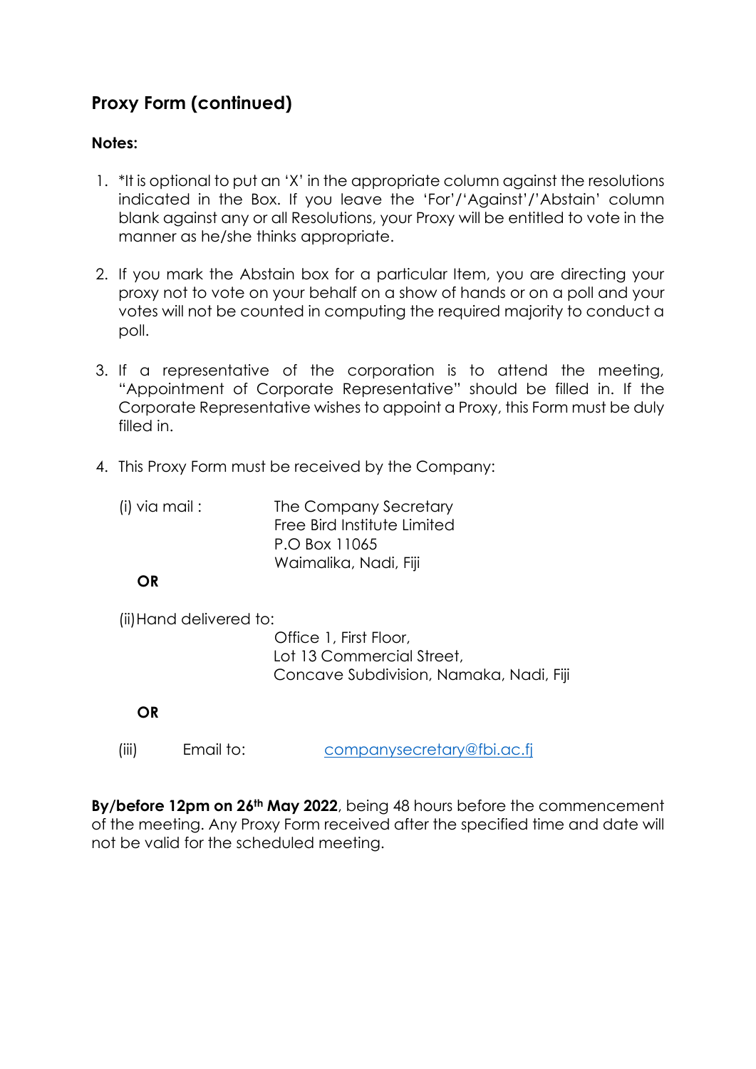## Proxy Form (continued)

**Notes:**

1. *It is optional to put an 'X' in the appropriate column against the resolutions indicated in the Box. If you leave the 'For'/'Against'/'Abstain' column blank against any or all Resolutions, your Proxy will be entitled to vote in the manner as he/she thinks appropriate.

2. If you mark the Abstain box for a particular Item, you are directing your proxy not to vote on your behalf on a show of hands or on a poll and your votes will not be counted in computing the required majority to conduct a poll.

3. If a representative of the corporation is to attend the meeting, "Appointment of Corporate Representative" should be filled in. If the Corporate Representative wishes to appoint a Proxy, this Form must be duly filled in.

4. This Proxy Form must be received by the Company:

   (i) via mail :
   The Company Secretary
   Free Bird Institute Limited
   P.O Box 11065
   Waimalika, Nadi, Fiji

   **OR**

   (ii) Hand delivered to:
   Office 1, First Floor,
   Lot 13 Commercial Street,
   Concave Subdivision, Namaka, Nadi, Fiji

   **OR**

   (iii) Email to: companysecretary@fbi.ac.fj

**By/before 12pm on 26th May 2022**, being 48 hours before the commencement of the meeting. Any Proxy Form received after the specified time and date will not be valid for the scheduled meeting.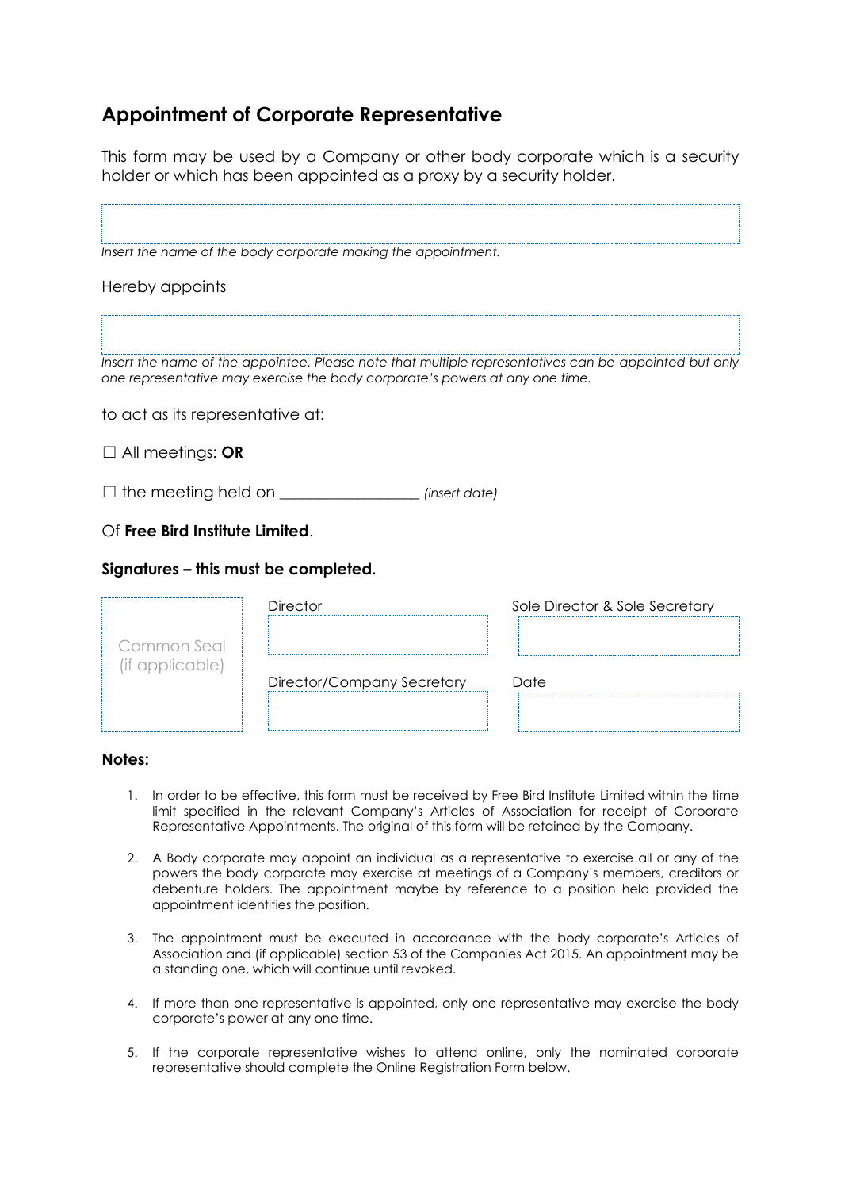## Appointment of Corporate Representative

This form may be used by a Company or other body corporate which is a security holder or which has been appointed as a proxy by a security holder.

*Insert the name of the body corporate making the appointment.*

Hereby appoints

*Insert the name of the appointee. Please note that multiple representatives can be appointed but only one representative may exercise the body corporate's powers at any one time.*

to act as its representative at:

☐ All meetings: **OR**

☐ the meeting held on ____________________ *(insert date)*

Of **Free Bird Institute Limited**.

**Signatures – this must be completed.**

| Common Seal (if applicable) | Director | Sole Director & Sole Secretary |
|---|---|---|
| | | |
| | Director/Company Secretary | Date |
| | | |

**Notes:**

1. In order to be effective, this form must be received by Free Bird Institute Limited within the time limit specified in the relevant Company's Articles of Association for receipt of Corporate Representative Appointments. The original of this form will be retained by the Company.
2. A Body corporate may appoint an individual as a representative to exercise all or any of the powers the body corporate may exercise at meetings of a Company's members, creditors or debenture holders. The appointment maybe by reference to a position held provided the appointment identifies the position.
3. The appointment must be executed in accordance with the body corporate's Articles of Association and (if applicable) section 53 of the Companies Act 2015. An appointment may be a standing one, which will continue until revoked.
4. If more than one representative is appointed, only one representative may exercise the body corporate's power at any one time.
5. If the corporate representative wishes to attend online, only the nominated corporate representative should complete the Online Registration Form below.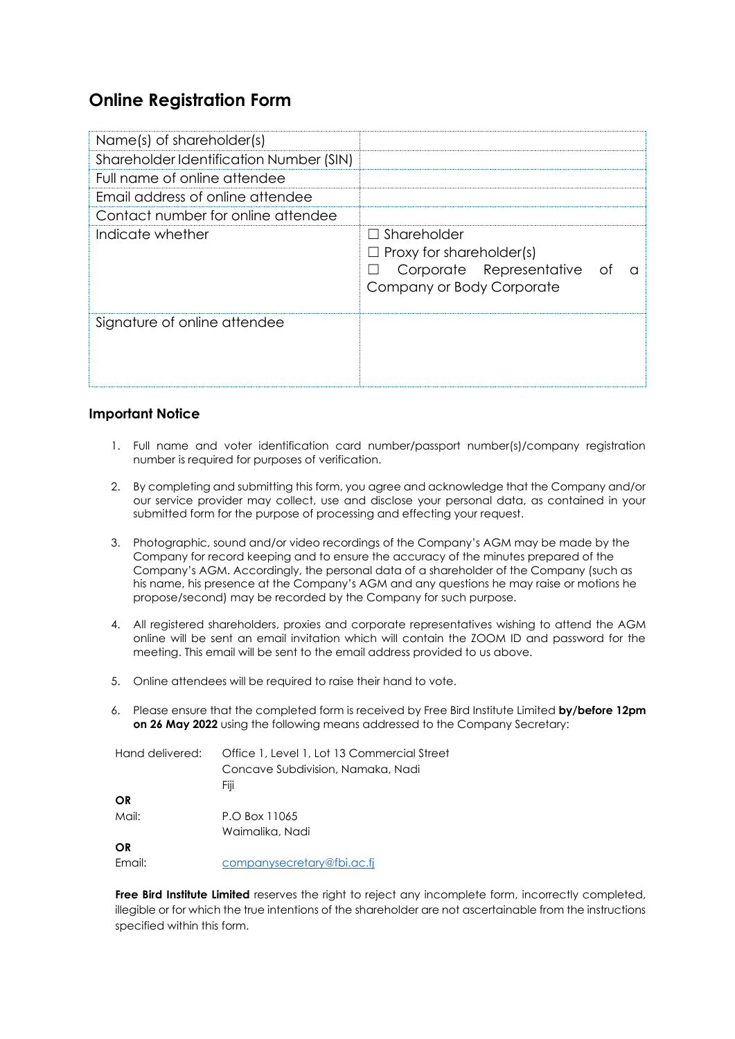## Online Registration Form

| | |
|---|---|
| Name(s) of shareholder(s) | |
| Shareholder Identification Number (SIN) | |
| Full name of online attendee | |
| Email address of online attendee | |
| Contact number for online attendee | |
| Indicate whether | ☐ Shareholder<br>☐ Proxy for shareholder(s)<br>☐ Corporate Representative of a Company or Body Corporate |
| Signature of online attendee | |

### Important Notice

1. Full name and voter identification card number/passport number(s)/company registration number is required for purposes of verification.

2. By completing and submitting this form, you agree and acknowledge that the Company and/or our service provider may collect, use and disclose your personal data, as contained in your submitted form for the purpose of processing and effecting your request.

3. Photographic, sound and/or video recordings of the Company's AGM may be made by the Company for record keeping and to ensure the accuracy of the minutes prepared of the Company's AGM. Accordingly, the personal data of a shareholder of the Company (such as his name, his presence at the Company's AGM and any questions he may raise or motions he propose/second) may be recorded by the Company for such purpose.

4. All registered shareholders, proxies and corporate representatives wishing to attend the AGM online will be sent an email invitation which will contain the ZOOM ID and password for the meeting. This email will be sent to the email address provided to us above.

5. Online attendees will be required to raise their hand to vote.

6. Please ensure that the completed form is received by Free Bird Institute Limited **by/before 12pm on 26 May 2022** using the following means addressed to the Company Secretary:

Hand delivered: Office 1, Level 1, Lot 13 Commercial Street
Concave Subdivision, Namaka, Nadi
Fiji

**OR**

Mail: P.O Box 11065
Waimalika, Nadi

**OR**

Email: companysecretary@fbi.ac.fj

**Free Bird Institute Limited** reserves the right to reject any incomplete form, incorrectly completed, illegible or for which the true intentions of the shareholder are not ascertainable from the instructions specified within this form.